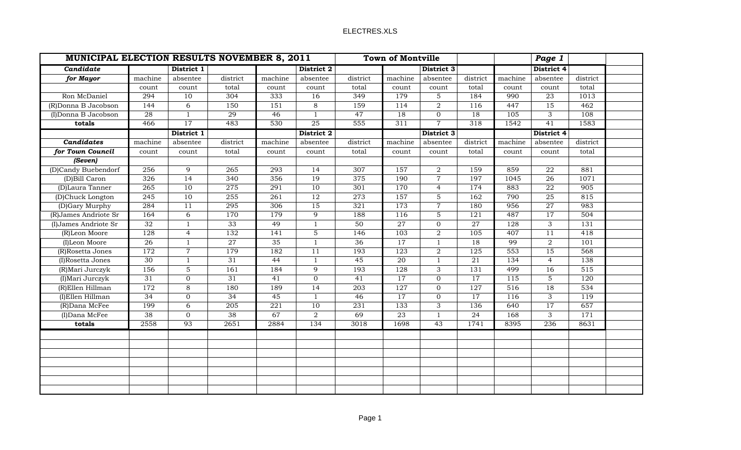| MUNICIPAL ELECTION RESULTS NOVEMBER 8, 2011 | | | | | | Town of Montville | | | | Page 1 | | |
|---|---|---|---|---|---|---|---|---|---|---|---|---|
| ***Candidate*** | | **District 1** | | | **District 2** | | | **District 3** | | | **District 4** | |
| ***for Mayor*** | machine | absentee | district | machine | absentee | district | machine | absentee | district | machine | absentee | district |
| | count | count | total | count | count | total | count | count | total | count | count | total |
| Ron McDaniel | 294 | 10 | 304 | 333 | 16 | 349 | 179 | 5 | 184 | 990 | 23 | 1013 |
| (R)Donna B Jacobson | 144 | 6 | 150 | 151 | 8 | 159 | 114 | 2 | 116 | 447 | 15 | 462 |
| (I)Donna B Jacobson | 28 | 1 | 29 | 46 | 1 | 47 | 18 | 0 | 18 | 105 | 3 | 108 |
| **totals** | 466 | 17 | 483 | 530 | 25 | 555 | 311 | 7 | 318 | 1542 | 41 | 1583 |
| | | **District 1** | | | **District 2** | | | **District 3** | | | **District 4** | |
| ***Candidates*** | machine | absentee | district | machine | absentee | district | machine | absentee | district | machine | absentee | district |
| ***for Town Council*** | count | count | total | count | count | total | count | count | total | count | count | total |
| ***(Seven)*** | | | | | | | | | | | | |
| (D)Candy Buebendorf | 256 | 9 | 265 | 293 | 14 | 307 | 157 | 2 | 159 | 859 | 22 | 881 |
| (D)Bill Caron | 326 | 14 | 340 | 356 | 19 | 375 | 190 | 7 | 197 | 1045 | 26 | 1071 |
| (D)Laura Tanner | 265 | 10 | 275 | 291 | 10 | 301 | 170 | 4 | 174 | 883 | 22 | 905 |
| (D)Chuck Longton | 245 | 10 | 255 | 261 | 12 | 273 | 157 | 5 | 162 | 790 | 25 | 815 |
| (D)Gary Murphy | 284 | 11 | 295 | 306 | 15 | 321 | 173 | 7 | 180 | 956 | 27 | 983 |
| (R)James Andriote Sr | 164 | 6 | 170 | 179 | 9 | 188 | 116 | 5 | 121 | 487 | 17 | 504 |
| (I)James Andriote Sr | 32 | 1 | 33 | 49 | 1 | 50 | 27 | 0 | 27 | 128 | 3 | 131 |
| (R)Leon Moore | 128 | 4 | 132 | 141 | 5 | 146 | 103 | 2 | 105 | 407 | 11 | 418 |
| (I)Leon Moore | 26 | 1 | 27 | 35 | 1 | 36 | 17 | 1 | 18 | 99 | 2 | 101 |
| (R)Rosetta Jones | 172 | 7 | 179 | 182 | 11 | 193 | 123 | 2 | 125 | 553 | 15 | 568 |
| (I)Rosetta Jones | 30 | 1 | 31 | 44 | 1 | 45 | 20 | 1 | 21 | 134 | 4 | 138 |
| (R)Mari Jurczyk | 156 | 5 | 161 | 184 | 9 | 193 | 128 | 3 | 131 | 499 | 16 | 515 |
| (I)Mari Jurczyk | 31 | 0 | 31 | 41 | 0 | 41 | 17 | 0 | 17 | 115 | 5 | 120 |
| (R)Ellen Hillman | 172 | 8 | 180 | 189 | 14 | 203 | 127 | 0 | 127 | 516 | 18 | 534 |
| (I)Ellen Hillman | 34 | 0 | 34 | 45 | 1 | 46 | 17 | 0 | 17 | 116 | 3 | 119 |
| (R)Dana McFee | 199 | 6 | 205 | 221 | 10 | 231 | 133 | 3 | 136 | 640 | 17 | 657 |
| (I)Dana McFee | 38 | 0 | 38 | 67 | 2 | 69 | 23 | 1 | 24 | 168 | 3 | 171 |
| **totals** | 2558 | 93 | 2651 | 2884 | 134 | 3018 | 1698 | 43 | 1741 | 8395 | 236 | 8631 |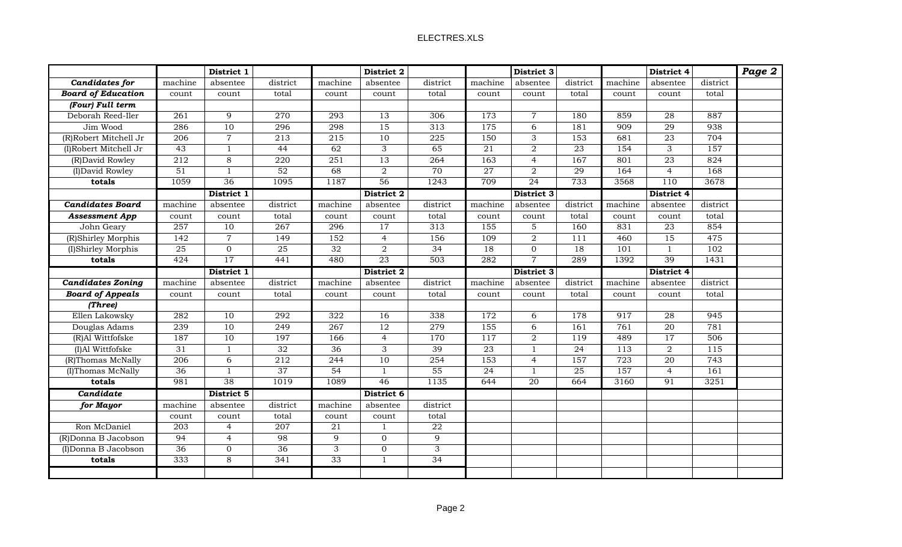|  | | District 1 | | | District 2 | | | District 3 | | | District 4 | | Page 2 |
|---|---|---|---|---|---|---|---|---|---|---|---|---|---|
| ***Candidates for*** | machine | absentee | district | machine | absentee | district | machine | absentee | district | machine | absentee | district | |
| ***Board of Education*** | count | count | total | count | count | total | count | count | total | count | count | total | |
| ***(Four) Full term*** | | | | | | | | | | | | | |
| Deborah Reed-Iler | 261 | 9 | 270 | 293 | 13 | 306 | 173 | 7 | 180 | 859 | 28 | 887 | |
| Jim Wood | 286 | 10 | 296 | 298 | 15 | 313 | 175 | 6 | 181 | 909 | 29 | 938 | |
| (R)Robert Mitchell Jr | 206 | 7 | 213 | 215 | 10 | 225 | 150 | 3 | 153 | 681 | 23 | 704 | |
| (I)Robert Mitchell Jr | 43 | 1 | 44 | 62 | 3 | 65 | 21 | 2 | 23 | 154 | 3 | 157 | |
| (R)David Rowley | 212 | 8 | 220 | 251 | 13 | 264 | 163 | 4 | 167 | 801 | 23 | 824 | |
| (I)David Rowley | 51 | 1 | 52 | 68 | 2 | 70 | 27 | 2 | 29 | 164 | 4 | 168 | |
| **totals** | 1059 | 36 | 1095 | 1187 | 56 | 1243 | 709 | 24 | 733 | 3568 | 110 | 3678 | |
| | | **District 1** | | | **District 2** | | | **District 3** | | | **District 4** | | |
| ***Candidates Board*** | machine | absentee | district | machine | absentee | district | machine | absentee | district | machine | absentee | district | |
| ***Assessment App*** | count | count | total | count | count | total | count | count | total | count | count | total | |
| John Geary | 257 | 10 | 267 | 296 | 17 | 313 | 155 | 5 | 160 | 831 | 23 | 854 | |
| (R)Shirley Morphis | 142 | 7 | 149 | 152 | 4 | 156 | 109 | 2 | 111 | 460 | 15 | 475 | |
| (I)Shirley Morphis | 25 | 0 | 25 | 32 | 2 | 34 | 18 | 0 | 18 | 101 | 1 | 102 | |
| **totals** | 424 | 17 | 441 | 480 | 23 | 503 | 282 | 7 | 289 | 1392 | 39 | 1431 | |
| | | **District 1** | | | **District 2** | | | **District 3** | | | **District 4** | | |
| ***Candidates Zoning*** | machine | absentee | district | machine | absentee | district | machine | absentee | district | machine | absentee | district | |
| ***Board of Appeals*** | count | count | total | count | count | total | count | count | total | count | count | total | |
| ***(Three)*** | | | | | | | | | | | | | |
| Ellen Lakowsky | 282 | 10 | 292 | 322 | 16 | 338 | 172 | 6 | 178 | 917 | 28 | 945 | |
| Douglas Adams | 239 | 10 | 249 | 267 | 12 | 279 | 155 | 6 | 161 | 761 | 20 | 781 | |
| (R)Al Wittfofske | 187 | 10 | 197 | 166 | 4 | 170 | 117 | 2 | 119 | 489 | 17 | 506 | |
| (I)Al Wittfofske | 31 | 1 | 32 | 36 | 3 | 39 | 23 | 1 | 24 | 113 | 2 | 115 | |
| (R)Thomas McNally | 206 | 6 | 212 | 244 | 10 | 254 | 153 | 4 | 157 | 723 | 20 | 743 | |
| (I)Thomas McNally | 36 | 1 | 37 | 54 | 1 | 55 | 24 | 1 | 25 | 157 | 4 | 161 | |
| **totals** | 981 | 38 | 1019 | 1089 | 46 | 1135 | 644 | 20 | 664 | 3160 | 91 | 3251 | |
| ***Candidate*** | | **District 5** | | | **District 6** | | | | | | | | |
| ***for Mayor*** | machine | absentee | district | machine | absentee | district | | | | | | | |
| | count | count | total | count | count | total | | | | | | | |
| Ron McDaniel | 203 | 4 | 207 | 21 | 1 | 22 | | | | | | | |
| (R)Donna B Jacobson | 94 | 4 | 98 | 9 | 0 | 9 | | | | | | | |
| (I)Donna B Jacobson | 36 | 0 | 36 | 3 | 0 | 3 | | | | | | | |
| **totals** | 333 | 8 | 341 | 33 | 1 | 34 | | | | | | | |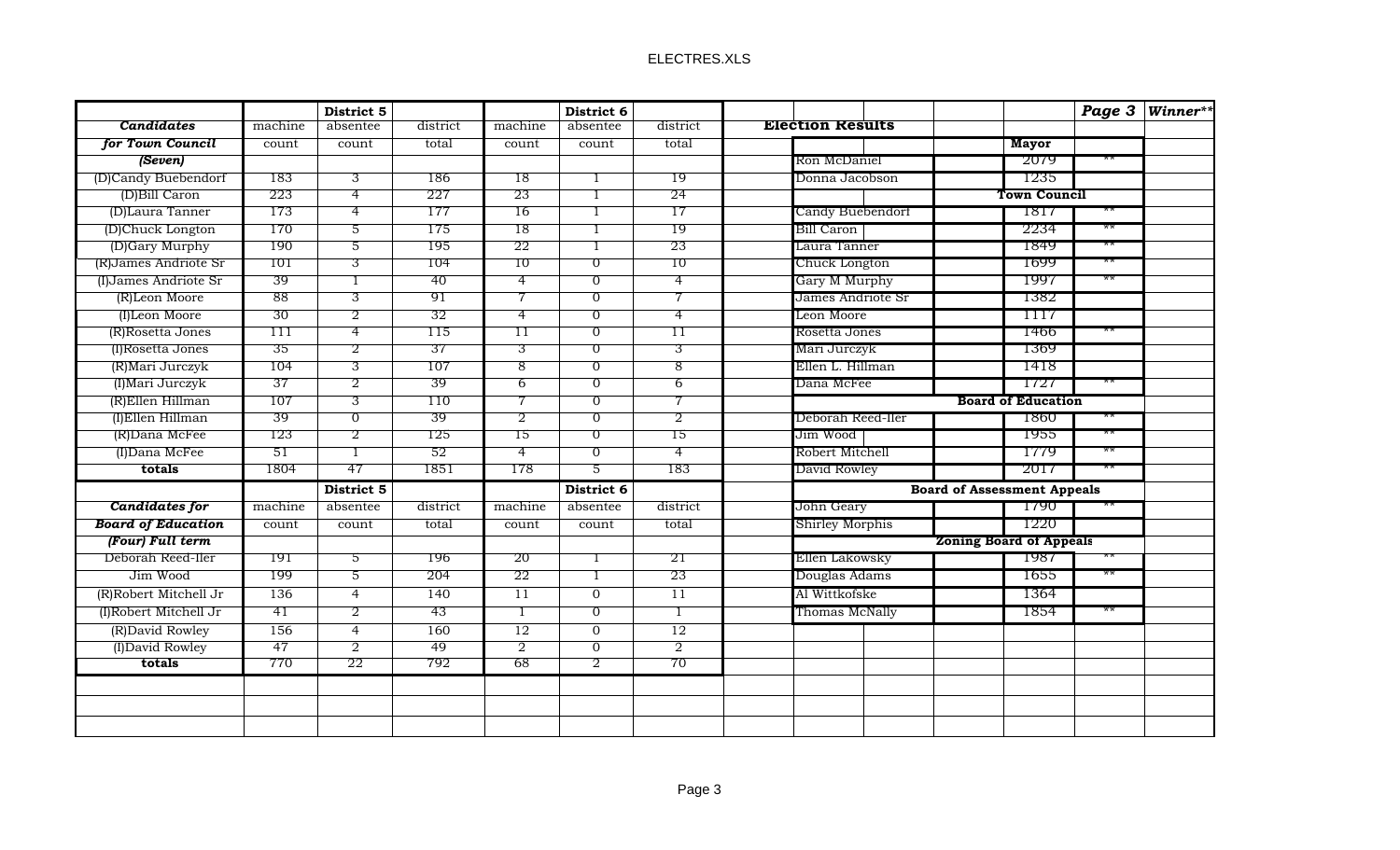| | District 5 | | | District 6 | | |
|---|---|---|---|---|---|---|
| ***Candidates*** | machine | absentee | district | machine | absentee | district |
| ***for Town Council*** | count | count | total | count | count | total |
| ***(Seven)*** | | | | | | |
| (D)Candy Buebendorf | 183 | 3 | 186 | 18 | 1 | 19 |
| (D)Bill Caron | 223 | 4 | 227 | 23 | 1 | 24 |
| (D)Laura Tanner | 173 | 4 | 177 | 16 | 1 | 17 |
| (D)Chuck Longton | 170 | 5 | 175 | 18 | 1 | 19 |
| (D)Gary Murphy | 190 | 5 | 195 | 22 | 1 | 23 |
| (R)James Andriote Sr | 101 | 3 | 104 | 10 | 0 | 10 |
| (I)James Andriote Sr | 39 | 1 | 40 | 4 | 0 | 4 |
| (R)Leon Moore | 88 | 3 | 91 | 7 | 0 | 7 |
| (I)Leon Moore | 30 | 2 | 32 | 4 | 0 | 4 |
| (R)Rosetta Jones | 111 | 4 | 115 | 11 | 0 | 11 |
| (I)Rosetta Jones | 35 | 2 | 37 | 3 | 0 | 3 |
| (R)Mari Jurczyk | 104 | 3 | 107 | 8 | 0 | 8 |
| (I)Mari Jurczyk | 37 | 2 | 39 | 6 | 0 | 6 |
| (R)Ellen Hillman | 107 | 3 | 110 | 7 | 0 | 7 |
| (I)Ellen Hillman | 39 | 0 | 39 | 2 | 0 | 2 |
| (R)Dana McFee | 123 | 2 | 125 | 15 | 0 | 15 |
| (I)Dana McFee | 51 | 1 | 52 | 4 | 0 | 4 |
| **totals** | 1804 | 47 | 1851 | 178 | 5 | 183 |

| | District 5 | | | District 6 | | |
|---|---|---|---|---|---|---|
| ***Candidates for*** | machine | absentee | district | machine | absentee | district |
| ***Board of Education*** | count | count | total | count | count | total |
| ***(Four) Full term*** | | | | | | |
| Deborah Reed-Iler | 191 | 5 | 196 | 20 | 1 | 21 |
| Jim Wood | 199 | 5 | 204 | 22 | 1 | 23 |
| (R)Robert Mitchell Jr | 136 | 4 | 140 | 11 | 0 | 11 |
| (I)Robert Mitchell Jr | 41 | 2 | 43 | 1 | 0 | 1 |
| (R)David Rowley | 156 | 4 | 160 | 12 | 0 | 12 |
| (I)David Rowley | 47 | 2 | 49 | 2 | 0 | 2 |
| **totals** | 770 | 22 | 792 | 68 | 2 | 70 |

## Election Results

| | Total | Winner** |
|---|---|---|
| **Mayor** | | |
| Ron McDaniel | 2079 | ** |
| Donna Jacobson | 1235 | |
| **Town Council** | | |
| Candy Buebendorf | 1817 | ** |
| Bill Caron | 2234 | ** |
| Laura Tanner | 1849 | ** |
| Chuck Longton | 1699 | ** |
| Gary M Murphy | 1997 | ** |
| James Andriote Sr | 1382 | |
| Leon Moore | 1117 | |
| Rosetta Jones | 1466 | ** |
| Mari Jurczyk | 1369 | |
| Ellen L. Hillman | 1418 | |
| Dana McFee | 1727 | ** |
| **Board of Education** | | |
| Deborah Reed-Iler | 1860 | ** |
| Jim Wood | 1955 | ** |
| Robert Mitchell | 1779 | ** |
| David Rowley | 2017 | ** |
| **Board of Assessment Appeals** | | |
| John Geary | 1790 | ** |
| Shirley Morphis | 1220 | |
| **Zoning Board of Appeals** | | |
| Ellen Lakowsky | 1987 | ** |
| Douglas Adams | 1655 | ** |
| Al Wittkofske | 1364 | |
| Thomas McNally | 1854 | ** |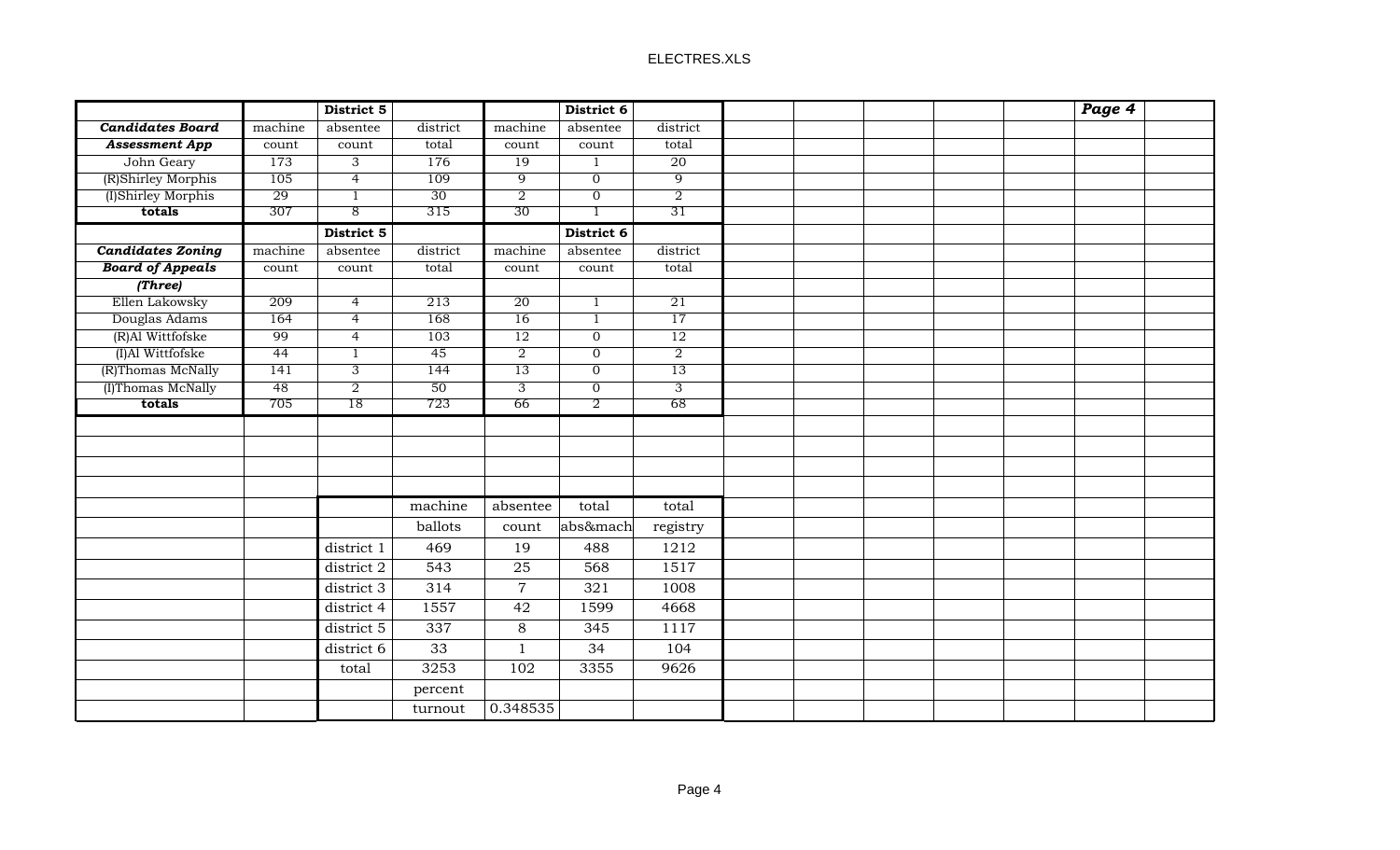| | District 5 | | | District 6 | | |
|---|---|---|---|---|---|---|
| ***Candidates Board*** | machine | absentee | district | machine | absentee | district |
| ***Assessment App*** | count | count | total | count | count | total |
| John Geary | 173 | 3 | 176 | 19 | 1 | 20 |
| (R)Shirley Morphis | 105 | 4 | 109 | 9 | 0 | 9 |
| (I)Shirley Morphis | 29 | 1 | 30 | 2 | 0 | 2 |
| **totals** | 307 | 8 | 315 | 30 | 1 | 31 |

| | District 5 | | | District 6 | | |
|---|---|---|---|---|---|---|
| ***Candidates Zoning*** | machine | absentee | district | machine | absentee | district |
| ***Board of Appeals*** | count | count | total | count | count | total |
| ***(Three)*** | | | | | | |
| Ellen Lakowsky | 209 | 4 | 213 | 20 | 1 | 21 |
| Douglas Adams | 164 | 4 | 168 | 16 | 1 | 17 |
| (R)Al Wittfofske | 99 | 4 | 103 | 12 | 0 | 12 |
| (I)Al Wittfofske | 44 | 1 | 45 | 2 | 0 | 2 |
| (R)Thomas McNally | 141 | 3 | 144 | 13 | 0 | 13 |
| (I)Thomas McNally | 48 | 2 | 50 | 3 | 0 | 3 |
| **totals** | 705 | 18 | 723 | 66 | 2 | 68 |

| | machine | absentee | total | total |
|---|---|---|---|---|
| | ballots | count | abs&mach | registry |
| district 1 | 469 | 19 | 488 | 1212 |
| district 2 | 543 | 25 | 568 | 1517 |
| district 3 | 314 | 7 | 321 | 1008 |
| district 4 | 1557 | 42 | 1599 | 4668 |
| district 5 | 337 | 8 | 345 | 1117 |
| district 6 | 33 | 1 | 34 | 104 |
| total | 3253 | 102 | 3355 | 9626 |
| | percent | | | |
| | turnout | 0.348535 | | |